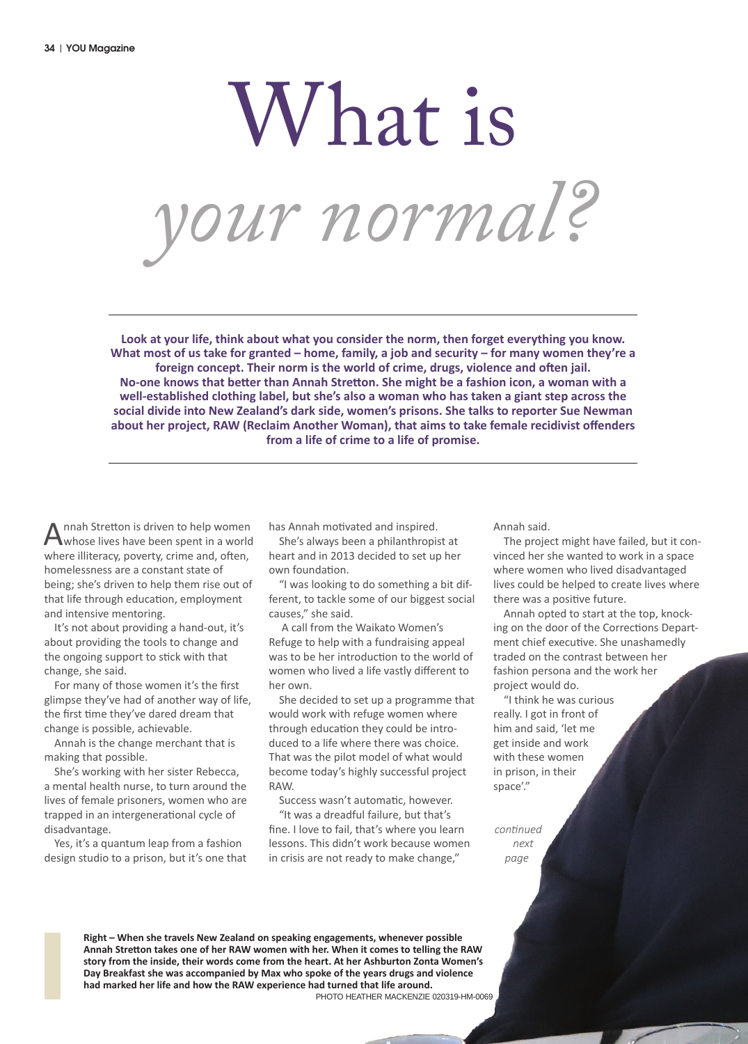# What is *your normal?*

**Look at your life, think about what you consider the norm, then forget everything you know. What most of us take for granted – home, family, a job and security – for many women they're a foreign concept. Their norm is the world of crime, drugs, violence and often jail. No-one knows that better than Annah Stretton. She might be a fashion icon, a woman with a well-established clothing label, but she's also a woman who has taken a giant step across the social divide into New Zealand's dark side, women's prisons. She talks to reporter Sue Newman about her project, RAW (Reclaim Another Woman), that aims to take female recidivist offenders from a life of crime to a life of promise.**

Annah Stretton is driven to help women whose lives have been spent in a world where illiteracy, poverty, crime and, often, homelessness are a constant state of being; she's driven to help them rise out of that life through education, employment and intensive mentoring.

It's not about providing a hand-out, it's about providing the tools to change and the ongoing support to stick with that change, she said.

For many of those women it's the first glimpse they've had of another way of life, the first time they've dared dream that change is possible, achievable.

Annah is the change merchant that is making that possible.

She's working with her sister Rebecca, a mental health nurse, to turn around the lives of female prisoners, women who are trapped in an intergenerational cycle of disadvantage.

Yes, it's a quantum leap from a fashion design studio to a prison, but it's one that has Annah motivated and inspired.

She's always been a philanthropist at heart and in 2013 decided to set up her own foundation.

"I was looking to do something a bit different, to tackle some of our biggest social causes," she said.

A call from the Waikato Women's Refuge to help with a fundraising appeal was to be her introduction to the world of women who lived a life vastly different to her own.

She decided to set up a programme that would work with refuge women where through education they could be introduced to a life where there was choice. That was the pilot model of what would become today's highly successful project RAW.

Success wasn't automatic, however.

"It was a dreadful failure, but that's fine. I love to fail, that's where you learn lessons. This didn't work because women in crisis are not ready to make change," Annah said.

The project might have failed, but it convinced her she wanted to work in a space where women who lived disadvantaged lives could be helped to create lives where there was a positive future.

Annah opted to start at the top, knocking on the door of the Corrections Department chief executive. She unashamedly traded on the contrast between her fashion persona and the work her project would do.

"I think he was curious really. I got in front of him and said, 'let me get inside and work with these women in prison, in their space'."

*continued next page*

**Right – When she travels New Zealand on speaking engagements, whenever possible Annah Stretton takes one of her RAW women with her. When it comes to telling the RAW story from the inside, their words come from the heart. At her Ashburton Zonta Women's Day Breakfast she was accompanied by Max who spoke of the years drugs and violence had marked her life and how the RAW experience had turned that life around.**

PHOTO HEATHER MACKENZIE 020319-HM-0069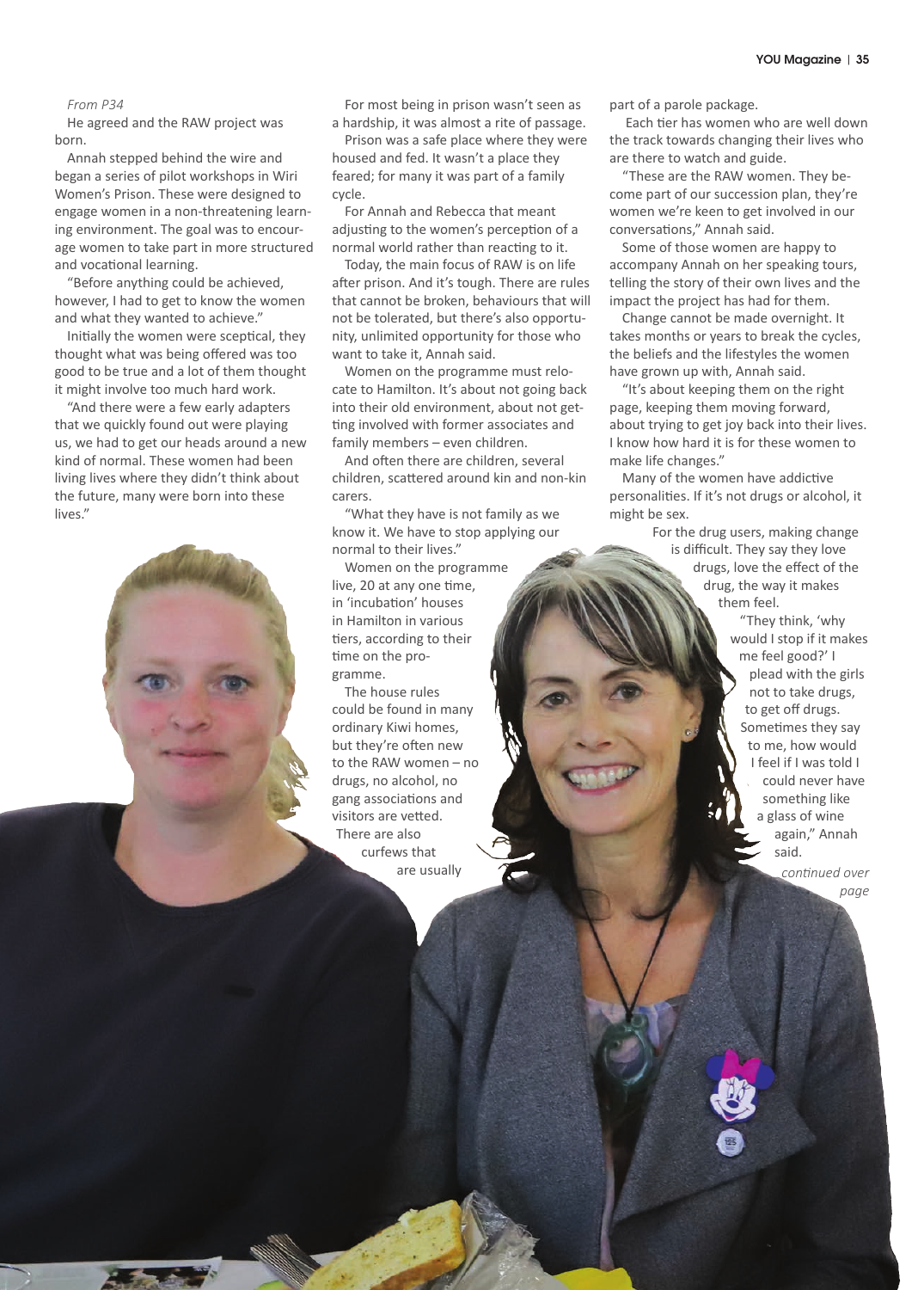*From P34*

He agreed and the RAW project was born.

Annah stepped behind the wire and began a series of pilot workshops in Wiri Women's Prison. These were designed to engage women in a non-threatening learning environment. The goal was to encourage women to take part in more structured and vocational learning.

"Before anything could be achieved, however, I had to get to know the women and what they wanted to achieve."

Initially the women were sceptical, they thought what was being offered was too good to be true and a lot of them thought it might involve too much hard work.

"And there were a few early adapters that we quickly found out were playing us, we had to get our heads around a new kind of normal. These women had been living lives where they didn't think about the future, many were born into these lives."

For most being in prison wasn't seen as a hardship, it was almost a rite of passage.

Prison was a safe place where they were housed and fed. It wasn't a place they feared; for many it was part of a family cycle.

For Annah and Rebecca that meant adjusting to the women's perception of a normal world rather than reacting to it.

Today, the main focus of RAW is on life after prison. And it's tough. There are rules that cannot be broken, behaviours that will not be tolerated, but there's also opportunity, unlimited opportunity for those who want to take it, Annah said.

Women on the programme must relocate to Hamilton. It's about not going back into their old environment, about not getting involved with former associates and family members – even children.

And often there are children, several children, scattered around kin and non-kin carers.

"What they have is not family as we know it. We have to stop applying our normal to their lives."

Women on the programme live, 20 at any one time, in 'incubation' houses in Hamilton in various tiers, according to their time on the programme.

The house rules could be found in many ordinary Kiwi homes, but they're often new to the RAW women – no drugs, no alcohol, no gang associations and visitors are vetted. There are also curfews that are usually part of a parole package.

Each tier has women who are well down the track towards changing their lives who are there to watch and guide.

"These are the RAW women. They become part of our succession plan, they're women we're keen to get involved in our conversations," Annah said.

Some of those women are happy to accompany Annah on her speaking tours, telling the story of their own lives and the impact the project has had for them.

Change cannot be made overnight. It takes months or years to break the cycles, the beliefs and the lifestyles the women have grown up with, Annah said.

"It's about keeping them on the right page, keeping them moving forward, about trying to get joy back into their lives. I know how hard it is for these women to make life changes."

Many of the women have addictive personalities. If it's not drugs or alcohol, it might be sex.

For the drug users, making change is difficult. They say they love drugs, love the effect of the drug, the way it makes them feel.

"They think, 'why would I stop if it makes me feel good?' I plead with the girls not to take drugs, to get off drugs. Sometimes they say to me, how would I feel if I was told I could never have something like a glass of wine again," Annah said.

*continued over page*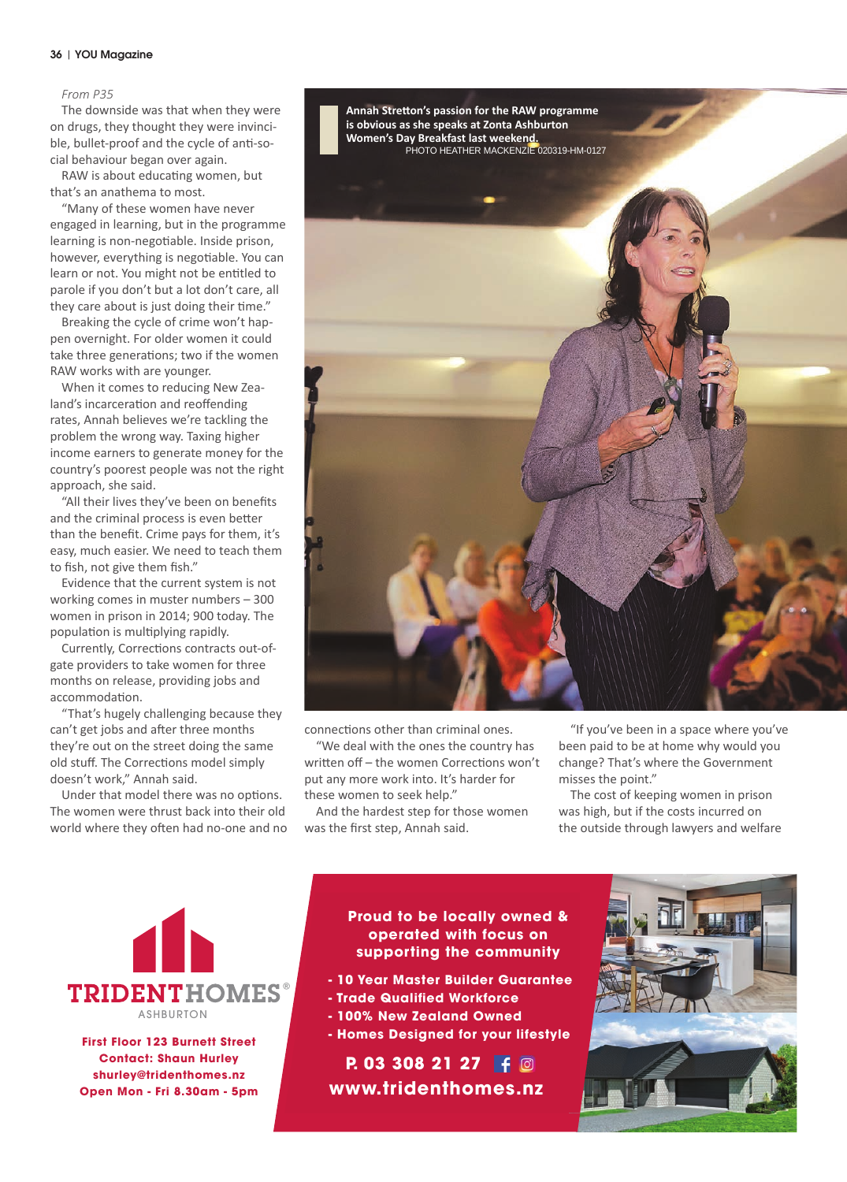*From P35*

The downside was that when they were on drugs, they thought they were invincible, bullet-proof and the cycle of anti-social behaviour began over again.

RAW is about educating women, but that's an anathema to most.

"Many of these women have never engaged in learning, but in the programme learning is non-negotiable. Inside prison, however, everything is negotiable. You can learn or not. You might not be entitled to parole if you don't but a lot don't care, all they care about is just doing their time."

Breaking the cycle of crime won't happen overnight. For older women it could take three generations; two if the women RAW works with are younger.

When it comes to reducing New Zealand's incarceration and reoffending rates, Annah believes we're tackling the problem the wrong way. Taxing higher income earners to generate money for the country's poorest people was not the right approach, she said.

"All their lives they've been on benefits and the criminal process is even better than the benefit. Crime pays for them, it's easy, much easier. We need to teach them to fish, not give them fish."

Evidence that the current system is not working comes in muster numbers – 300 women in prison in 2014; 900 today. The population is multiplying rapidly.

Currently, Corrections contracts out-of-gate providers to take women for three months on release, providing jobs and accommodation.

"That's hugely challenging because they can't get jobs and after three months they're out on the street doing the same old stuff. The Corrections model simply doesn't work," Annah said.

Under that model there was no options. The women were thrust back into their old world where they often had no-one and no connections other than criminal ones.

**Annah Stretton's passion for the RAW programme is obvious as she speaks at Zonta Ashburton Women's Day Breakfast last weekend.**
PHOTO HEATHER MACKENZIE 020319-HM-0127

"We deal with the ones the country has written off – the women Corrections won't put any more work into. It's harder for these women to seek help."

And the hardest step for those women was the first step, Annah said.

"If you've been in a space where you've been paid to be at home why would you change? That's where the Government misses the point."

The cost of keeping women in prison was high, but if the costs incurred on the outside through lawyers and welfare

---

**TRIDENT HOMES®**
ASHBURTON

**First Floor 123 Burnett Street**
**Contact: Shaun Hurley**
**shurley@tridenthomes.nz**
**Open Mon - Fri 8.30am - 5pm**

**Proud to be locally owned & operated with focus on supporting the community**

- **10 Year Master Builder Guarantee**
- **Trade Qualified Workforce**
- **100% New Zealand Owned**
- **Homes Designed for your lifestyle**

**P. 03 308 21 27**

**www.tridenthomes.nz**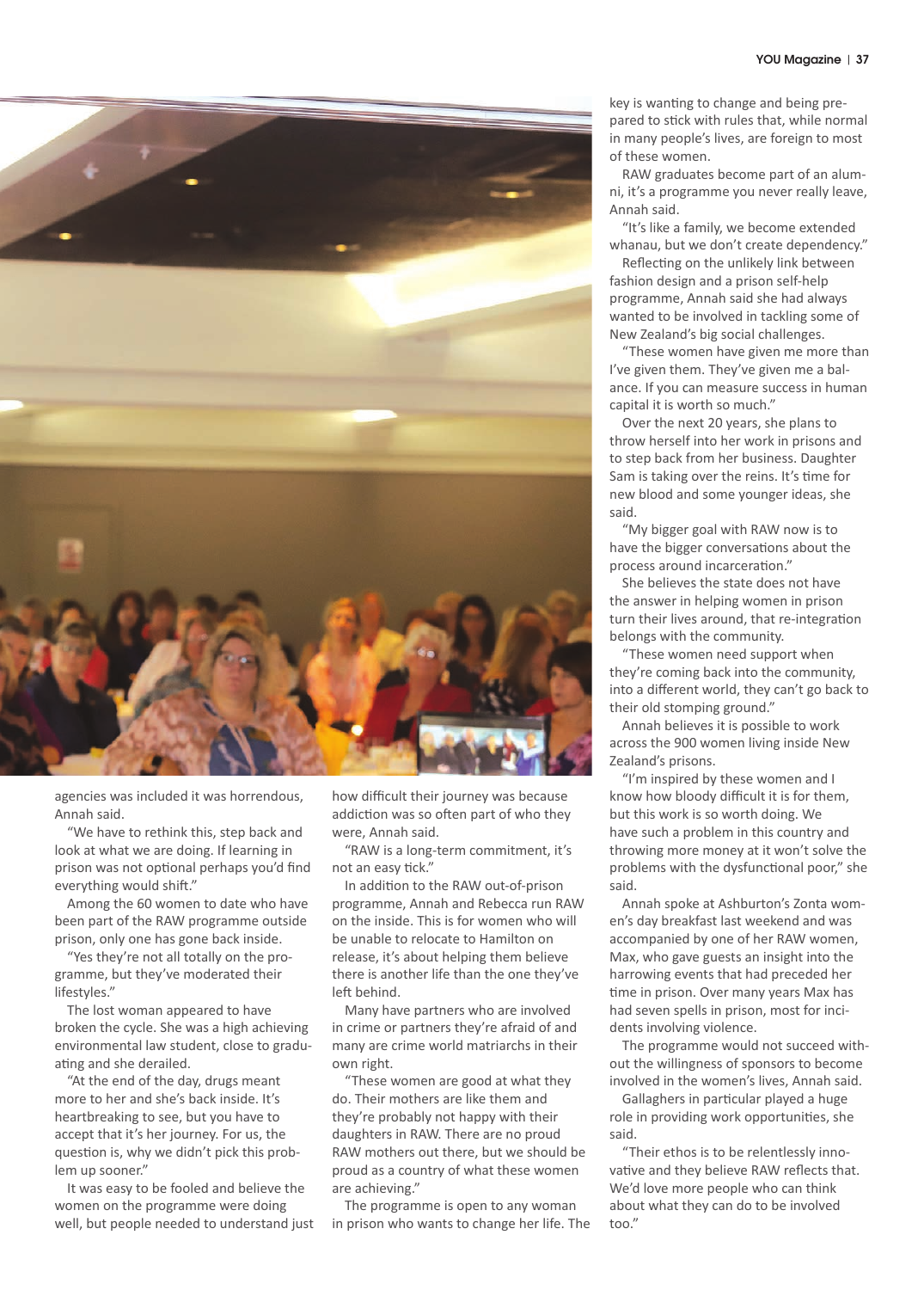agencies was included it was horrendous, Annah said.

"We have to rethink this, step back and look at what we are doing. If learning in prison was not optional perhaps you'd find everything would shift."

Among the 60 women to date who have been part of the RAW programme outside prison, only one has gone back inside.

"Yes they're not all totally on the programme, but they've moderated their lifestyles."

The lost woman appeared to have broken the cycle. She was a high achieving environmental law student, close to graduating and she derailed.

"At the end of the day, drugs meant more to her and she's back inside. It's heartbreaking to see, but you have to accept that it's her journey. For us, the question is, why we didn't pick this problem up sooner."

It was easy to be fooled and believe the women on the programme were doing well, but people needed to understand just how difficult their journey was because addiction was so often part of who they were, Annah said.

"RAW is a long-term commitment, it's not an easy tick."

In addition to the RAW out-of-prison programme, Annah and Rebecca run RAW on the inside. This is for women who will be unable to relocate to Hamilton on release, it's about helping them believe there is another life than the one they've left behind.

Many have partners who are involved in crime or partners they're afraid of and many are crime world matriarchs in their own right.

"These women are good at what they do. Their mothers are like them and they're probably not happy with their daughters in RAW. There are no proud RAW mothers out there, but we should be proud as a country of what these women are achieving."

The programme is open to any woman in prison who wants to change her life. The key is wanting to change and being prepared to stick with rules that, while normal in many people's lives, are foreign to most of these women.

RAW graduates become part of an alumni, it's a programme you never really leave, Annah said.

"It's like a family, we become extended whanau, but we don't create dependency."

Reflecting on the unlikely link between fashion design and a prison self-help programme, Annah said she had always wanted to be involved in tackling some of New Zealand's big social challenges.

"These women have given me more than I've given them. They've given me a balance. If you can measure success in human capital it is worth so much."

Over the next 20 years, she plans to throw herself into her work in prisons and to step back from her business. Daughter Sam is taking over the reins. It's time for new blood and some younger ideas, she said.

"My bigger goal with RAW now is to have the bigger conversations about the process around incarceration."

She believes the state does not have the answer in helping women in prison turn their lives around, that re-integration belongs with the community.

"These women need support when they're coming back into the community, into a different world, they can't go back to their old stomping ground."

Annah believes it is possible to work across the 900 women living inside New Zealand's prisons.

"I'm inspired by these women and I know how bloody difficult it is for them, but this work is so worth doing. We have such a problem in this country and throwing more money at it won't solve the problems with the dysfunctional poor," she said.

Annah spoke at Ashburton's Zonta women's day breakfast last weekend and was accompanied by one of her RAW women, Max, who gave guests an insight into the harrowing events that had preceded her time in prison. Over many years Max has had seven spells in prison, most for incidents involving violence.

The programme would not succeed without the willingness of sponsors to become involved in the women's lives, Annah said.

Gallaghers in particular played a huge role in providing work opportunities, she said.

"Their ethos is to be relentlessly innovative and they believe RAW reflects that. We'd love more people who can think about what they can do to be involved too."